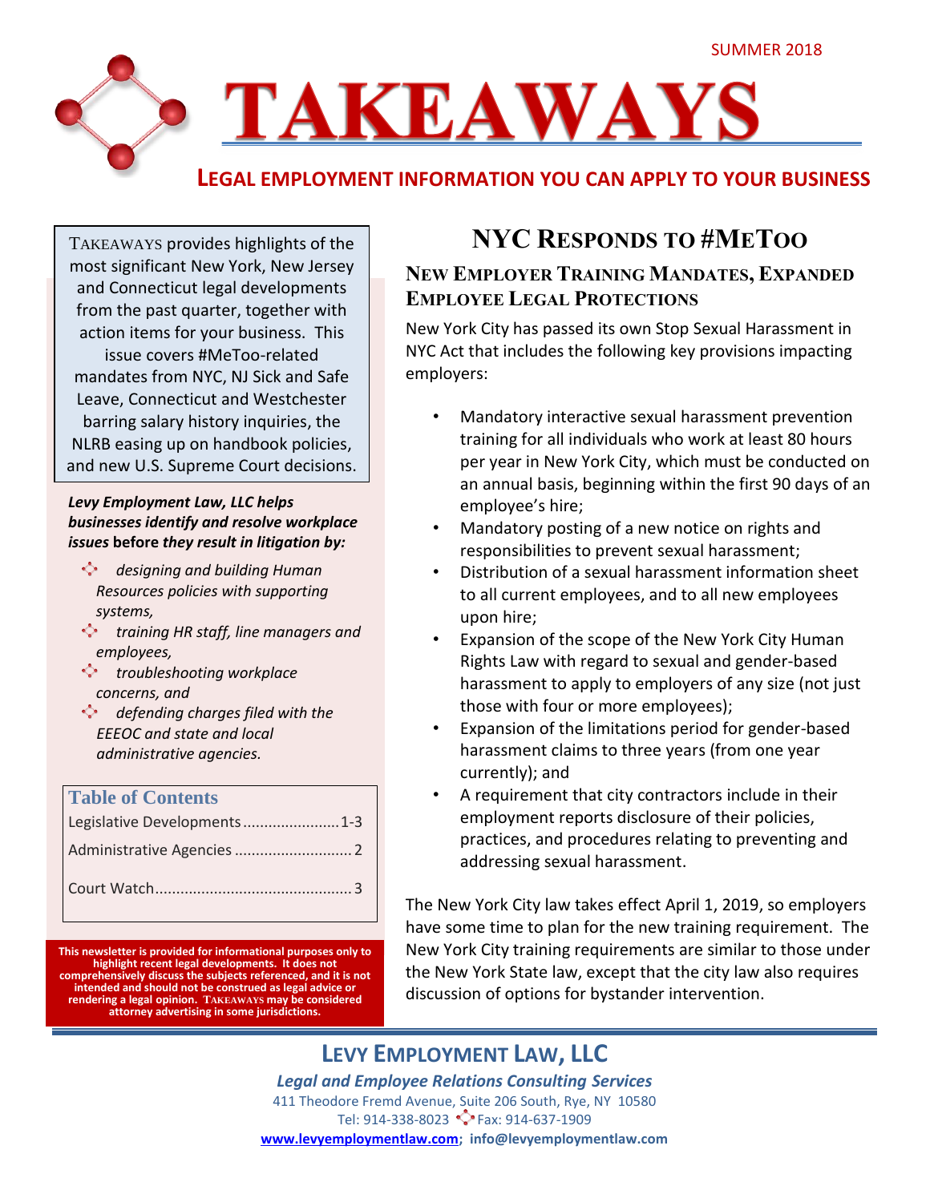SUMMER 2018

# TAKEAWAYS

**LEGAL EMPLOYMENT INFORMATION YOU CAN APPLY TO YOUR BUSINESS**

TAKEAWAYS provides highlights of the most significant New York, New Jersey and Connecticut legal developments from the past quarter, together with action items for your business. This issue covers #MeToo-related mandates from NYC, NJ Sick and Safe Leave, Connecticut and Westchester barring salary history inquiries, the NLRB easing up on handbook policies, and new U.S. Supreme Court decisions.

***Levy Employment Law, LLC helps businesses identify and resolve workplace issues* before *they result in litigation by:***

- *designing and building Human Resources policies with supporting systems,*
- *training HR staff, line managers and employees,*
- *troubleshooting workplace concerns, and*
- *defending charges filed with the EEEOC and state and local administrative agencies.*

**Table of Contents**

| | |
|---|---|
| Legislative Developments | 1-3 |
| Administrative Agencies | 2 |
| Court Watch | 3 |

**This newsletter is provided for informational purposes only to highlight recent legal developments. It does not comprehensively discuss the subjects referenced, and it is not intended and should not be construed as legal advice or rendering a legal opinion. TAKEAWAYS may be considered attorney advertising in some jurisdictions.**

## NYC RESPONDS TO #METOO

### NEW EMPLOYER TRAINING MANDATES, EXPANDED EMPLOYEE LEGAL PROTECTIONS

New York City has passed its own Stop Sexual Harassment in NYC Act that includes the following key provisions impacting employers:

- Mandatory interactive sexual harassment prevention training for all individuals who work at least 80 hours per year in New York City, which must be conducted on an annual basis, beginning within the first 90 days of an employee's hire;
- Mandatory posting of a new notice on rights and responsibilities to prevent sexual harassment;
- Distribution of a sexual harassment information sheet to all current employees, and to all new employees upon hire;
- Expansion of the scope of the New York City Human Rights Law with regard to sexual and gender-based harassment to apply to employers of any size (not just those with four or more employees);
- Expansion of the limitations period for gender-based harassment claims to three years (from one year currently); and
- A requirement that city contractors include in their employment reports disclosure of their policies, practices, and procedures relating to preventing and addressing sexual harassment.

The New York City law takes effect April 1, 2019, so employers have some time to plan for the new training requirement. The New York City training requirements are similar to those under the New York State law, except that the city law also requires discussion of options for bystander intervention.

**LEVY EMPLOYMENT LAW, LLC**

***Legal and Employee Relations Consulting Services***

411 Theodore Fremd Avenue, Suite 206 South, Rye, NY 10580

Tel: 914-338-8023 Fax: 914-637-1909

**www.levyemploymentlaw.com; info@levyemploymentlaw.com**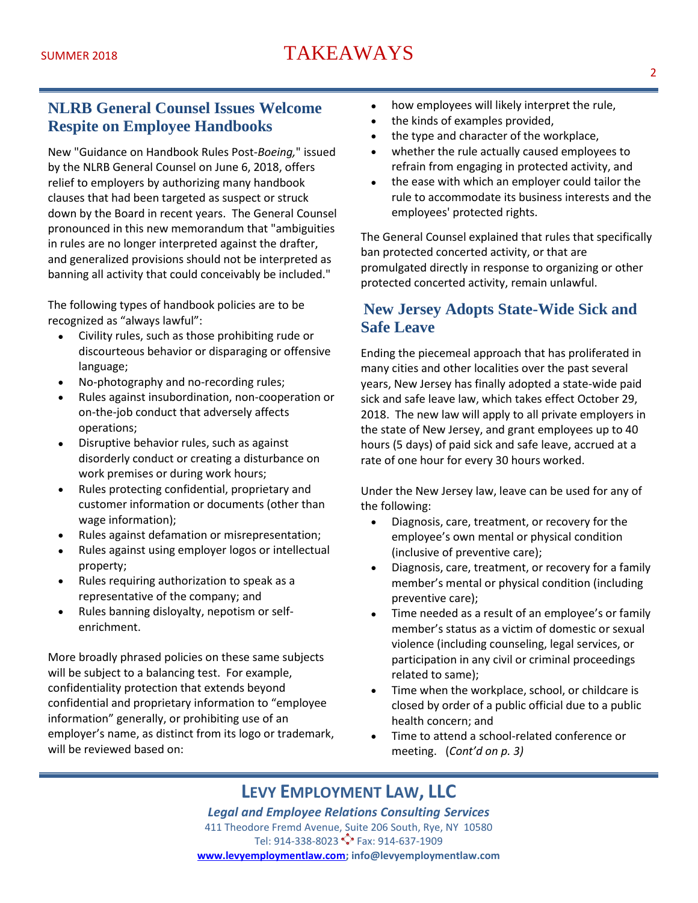## NLRB General Counsel Issues Welcome Respite on Employee Handbooks

New "Guidance on Handbook Rules Post-*Boeing,*" issued by the NLRB General Counsel on June 6, 2018, offers relief to employers by authorizing many handbook clauses that had been targeted as suspect or struck down by the Board in recent years. The General Counsel pronounced in this new memorandum that "ambiguities in rules are no longer interpreted against the drafter, and generalized provisions should not be interpreted as banning all activity that could conceivably be included."

The following types of handbook policies are to be recognized as "always lawful":

- Civility rules, such as those prohibiting rude or discourteous behavior or disparaging or offensive language;
- No-photography and no-recording rules;
- Rules against insubordination, non-cooperation or on-the-job conduct that adversely affects operations;
- Disruptive behavior rules, such as against disorderly conduct or creating a disturbance on work premises or during work hours;
- Rules protecting confidential, proprietary and customer information or documents (other than wage information);
- Rules against defamation or misrepresentation;
- Rules against using employer logos or intellectual property;
- Rules requiring authorization to speak as a representative of the company; and
- Rules banning disloyalty, nepotism or self-enrichment.

More broadly phrased policies on these same subjects will be subject to a balancing test. For example, confidentiality protection that extends beyond confidential and proprietary information to "employee information" generally, or prohibiting use of an employer's name, as distinct from its logo or trademark, will be reviewed based on:

- how employees will likely interpret the rule,
- the kinds of examples provided,
- the type and character of the workplace,
- whether the rule actually caused employees to refrain from engaging in protected activity, and
- the ease with which an employer could tailor the rule to accommodate its business interests and the employees' protected rights.

The General Counsel explained that rules that specifically ban protected concerted activity, or that are promulgated directly in response to organizing or other protected concerted activity, remain unlawful.

## New Jersey Adopts State-Wide Sick and Safe Leave

Ending the piecemeal approach that has proliferated in many cities and other localities over the past several years, New Jersey has finally adopted a state-wide paid sick and safe leave law, which takes effect October 29, 2018. The new law will apply to all private employers in the state of New Jersey, and grant employees up to 40 hours (5 days) of paid sick and safe leave, accrued at a rate of one hour for every 30 hours worked.

Under the New Jersey law, leave can be used for any of the following:

- Diagnosis, care, treatment, or recovery for the employee's own mental or physical condition (inclusive of preventive care);
- Diagnosis, care, treatment, or recovery for a family member's mental or physical condition (including preventive care);
- Time needed as a result of an employee's or family member's status as a victim of domestic or sexual violence (including counseling, legal services, or participation in any civil or criminal proceedings related to same);
- Time when the workplace, school, or childcare is closed by order of a public official due to a public health concern; and
- Time to attend a school-related conference or meeting. (*Cont'd on p. 3)*

**LEVY EMPLOYMENT LAW, LLC**

***Legal and Employee Relations Consulting Services***

411 Theodore Fremd Avenue, Suite 206 South, Rye, NY 10580

Tel: 914-338-8023 Fax: 914-637-1909

www.levyemploymentlaw.com; info@levyemploymentlaw.com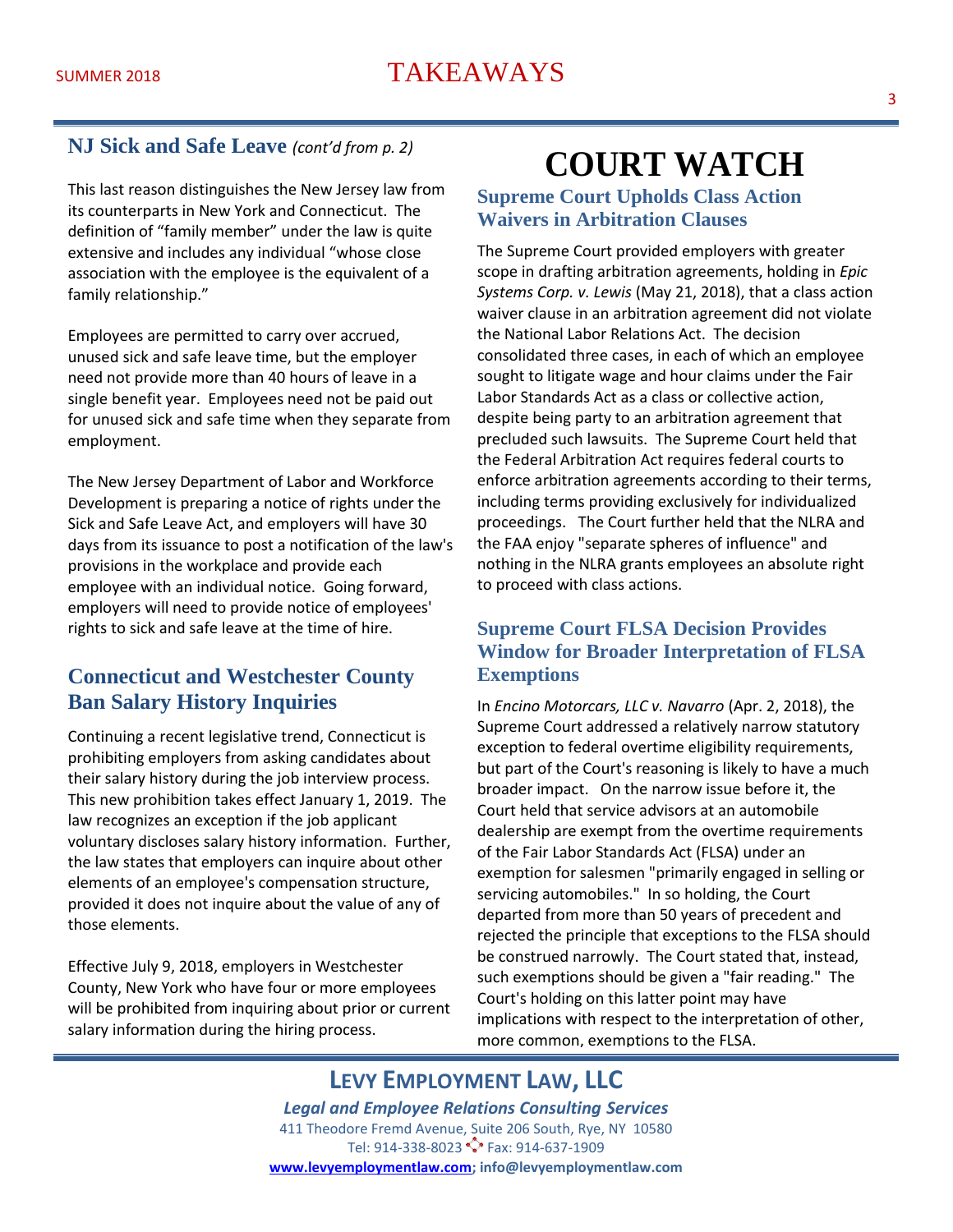## NJ Sick and Safe Leave *(cont'd from p. 2)*

This last reason distinguishes the New Jersey law from its counterparts in New York and Connecticut. The definition of "family member" under the law is quite extensive and includes any individual "whose close association with the employee is the equivalent of a family relationship."

Employees are permitted to carry over accrued, unused sick and safe leave time, but the employer need not provide more than 40 hours of leave in a single benefit year. Employees need not be paid out for unused sick and safe time when they separate from employment.

The New Jersey Department of Labor and Workforce Development is preparing a notice of rights under the Sick and Safe Leave Act, and employers will have 30 days from its issuance to post a notification of the law's provisions in the workplace and provide each employee with an individual notice. Going forward, employers will need to provide notice of employees' rights to sick and safe leave at the time of hire.

## Connecticut and Westchester County Ban Salary History Inquiries

Continuing a recent legislative trend, Connecticut is prohibiting employers from asking candidates about their salary history during the job interview process. This new prohibition takes effect January 1, 2019. The law recognizes an exception if the job applicant voluntary discloses salary history information. Further, the law states that employers can inquire about other elements of an employee's compensation structure, provided it does not inquire about the value of any of those elements.

Effective July 9, 2018, employers in Westchester County, New York who have four or more employees will be prohibited from inquiring about prior or current salary information during the hiring process.

# COURT WATCH

## Supreme Court Upholds Class Action Waivers in Arbitration Clauses

The Supreme Court provided employers with greater scope in drafting arbitration agreements, holding in *Epic Systems Corp. v. Lewis* (May 21, 2018), that a class action waiver clause in an arbitration agreement did not violate the National Labor Relations Act. The decision consolidated three cases, in each of which an employee sought to litigate wage and hour claims under the Fair Labor Standards Act as a class or collective action, despite being party to an arbitration agreement that precluded such lawsuits. The Supreme Court held that the Federal Arbitration Act requires federal courts to enforce arbitration agreements according to their terms, including terms providing exclusively for individualized proceedings. The Court further held that the NLRA and the FAA enjoy "separate spheres of influence" and nothing in the NLRA grants employees an absolute right to proceed with class actions.

## Supreme Court FLSA Decision Provides Window for Broader Interpretation of FLSA Exemptions

In *Encino Motorcars, LLC v. Navarro* (Apr. 2, 2018), the Supreme Court addressed a relatively narrow statutory exception to federal overtime eligibility requirements, but part of the Court's reasoning is likely to have a much broader impact. On the narrow issue before it, the Court held that service advisors at an automobile dealership are exempt from the overtime requirements of the Fair Labor Standards Act (FLSA) under an exemption for salesmen "primarily engaged in selling or servicing automobiles." In so holding, the Court departed from more than 50 years of precedent and rejected the principle that exceptions to the FLSA should be construed narrowly. The Court stated that, instead, such exemptions should be given a "fair reading." The Court's holding on this latter point may have implications with respect to the interpretation of other, more common, exemptions to the FLSA.

**LEVY EMPLOYMENT LAW, LLC**

***Legal and Employee Relations Consulting Services***

411 Theodore Fremd Avenue, Suite 206 South, Rye, NY 10580

Tel: 914-338-8023 Fax: 914-637-1909

**www.levyemploymentlaw.com; info@levyemploymentlaw.com**